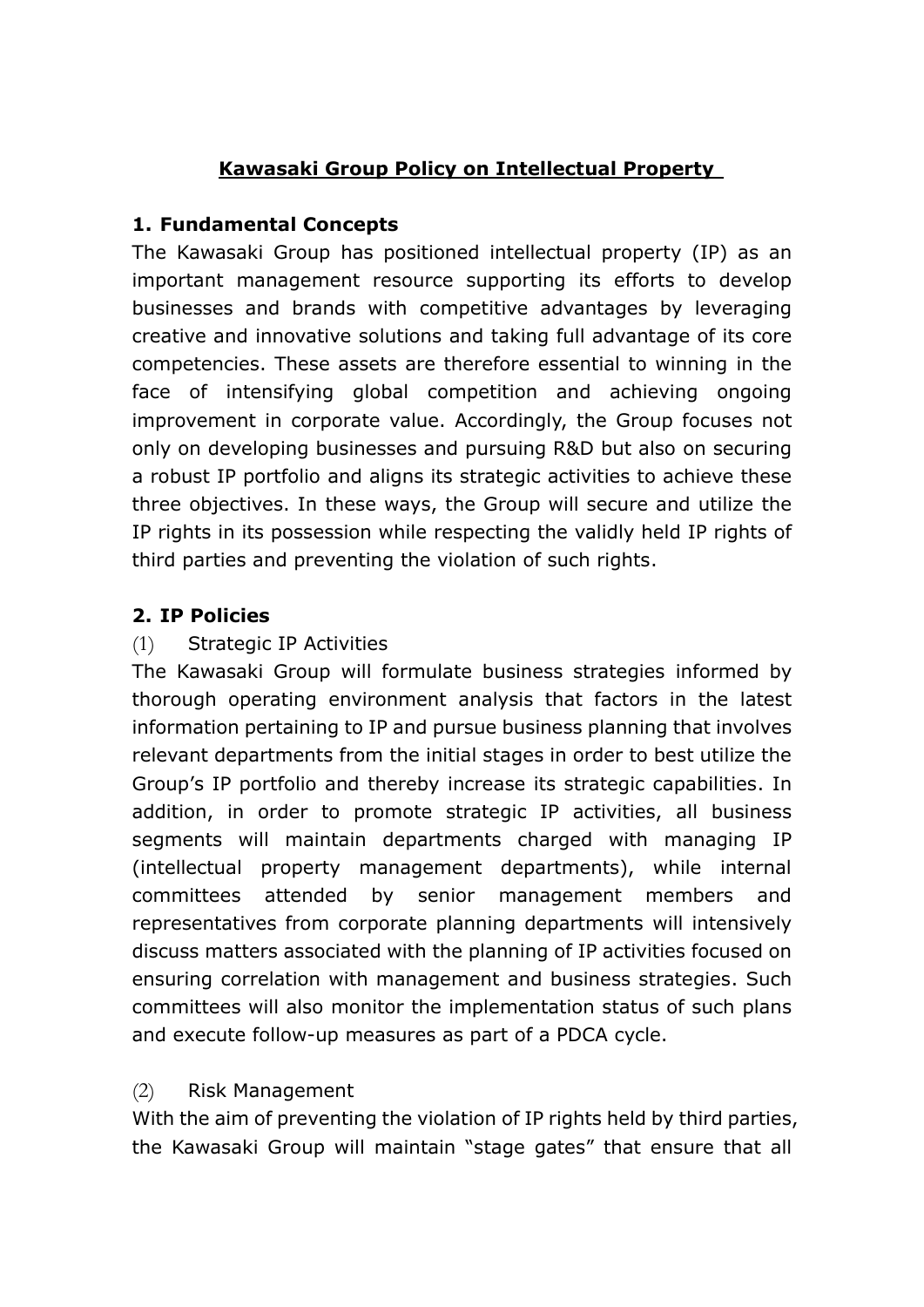# Kawasaki Group Policy on Intellectual Property

## 1. Fundamental Concepts

The Kawasaki Group has positioned intellectual property (IP) as an important management resource supporting its efforts to develop businesses and brands with competitive advantages by leveraging creative and innovative solutions and taking full advantage of its core competencies. These assets are therefore essential to winning in the face of intensifying global competition and achieving ongoing improvement in corporate value. Accordingly, the Group focuses not only on developing businesses and pursuing R&D but also on securing a robust IP portfolio and aligns its strategic activities to achieve these three objectives. In these ways, the Group will secure and utilize the IP rights in its possession while respecting the validly held IP rights of third parties and preventing the violation of such rights.

## 2. IP Policies

(1) Strategic IP Activities

The Kawasaki Group will formulate business strategies informed by thorough operating environment analysis that factors in the latest information pertaining to IP and pursue business planning that involves relevant departments from the initial stages in order to best utilize the Group's IP portfolio and thereby increase its strategic capabilities. In addition, in order to promote strategic IP activities, all business segments will maintain departments charged with managing IP (intellectual property management departments), while internal committees attended by senior management members and representatives from corporate planning departments will intensively discuss matters associated with the planning of IP activities focused on ensuring correlation with management and business strategies. Such committees will also monitor the implementation status of such plans and execute follow-up measures as part of a PDCA cycle.

(2) Risk Management

With the aim of preventing the violation of IP rights held by third parties, the Kawasaki Group will maintain "stage gates" that ensure that all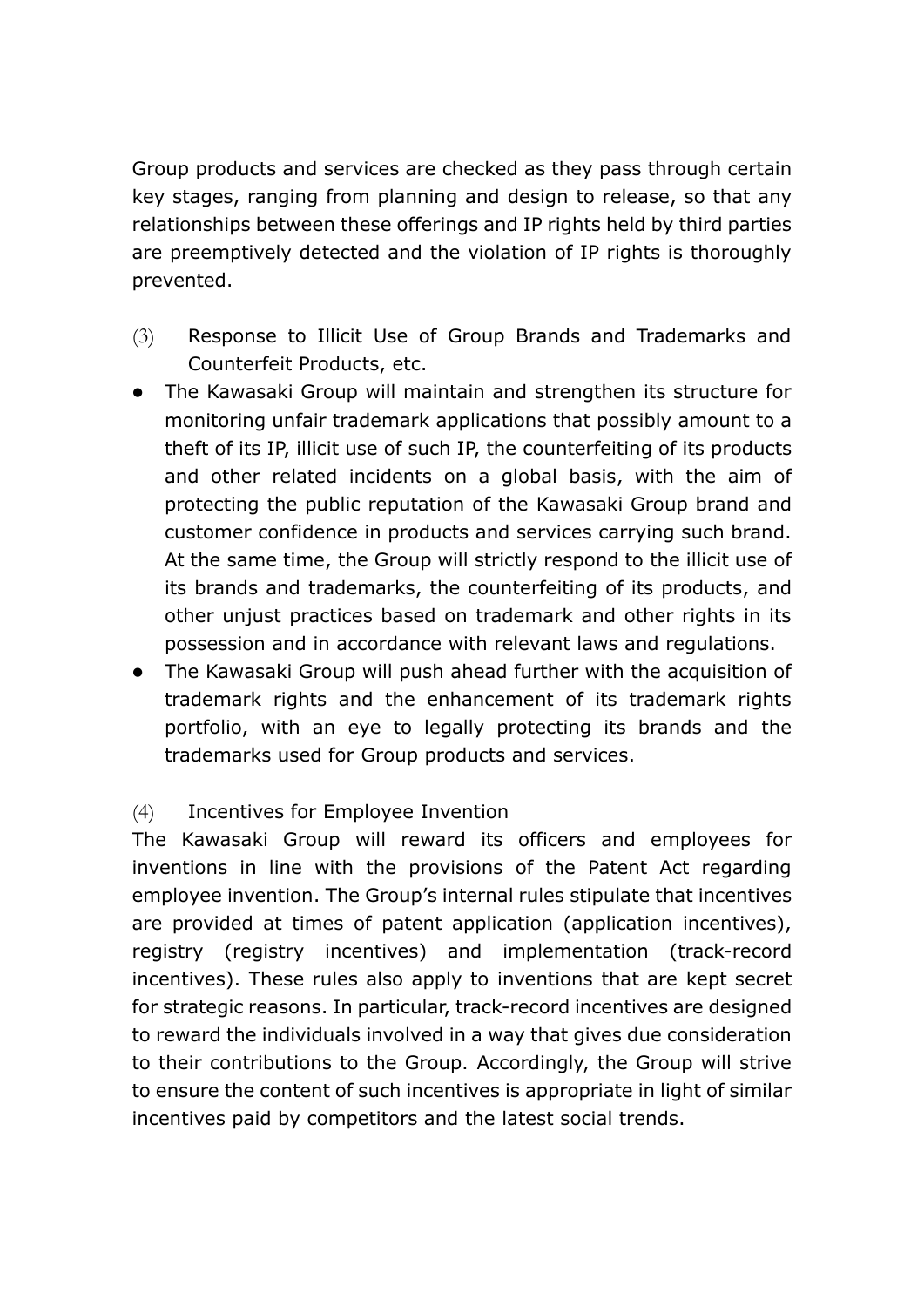Group products and services are checked as they pass through certain key stages, ranging from planning and design to release, so that any relationships between these offerings and IP rights held by third parties are preemptively detected and the violation of IP rights is thoroughly prevented.

### (3) Response to Illicit Use of Group Brands and Trademarks and Counterfeit Products, etc.

- The Kawasaki Group will maintain and strengthen its structure for monitoring unfair trademark applications that possibly amount to a theft of its IP, illicit use of such IP, the counterfeiting of its products and other related incidents on a global basis, with the aim of protecting the public reputation of the Kawasaki Group brand and customer confidence in products and services carrying such brand. At the same time, the Group will strictly respond to the illicit use of its brands and trademarks, the counterfeiting of its products, and other unjust practices based on trademark and other rights in its possession and in accordance with relevant laws and regulations.
- The Kawasaki Group will push ahead further with the acquisition of trademark rights and the enhancement of its trademark rights portfolio, with an eye to legally protecting its brands and the trademarks used for Group products and services.

### (4) Incentives for Employee Invention

The Kawasaki Group will reward its officers and employees for inventions in line with the provisions of the Patent Act regarding employee invention. The Group's internal rules stipulate that incentives are provided at times of patent application (application incentives), registry (registry incentives) and implementation (track-record incentives). These rules also apply to inventions that are kept secret for strategic reasons. In particular, track-record incentives are designed to reward the individuals involved in a way that gives due consideration to their contributions to the Group. Accordingly, the Group will strive to ensure the content of such incentives is appropriate in light of similar incentives paid by competitors and the latest social trends.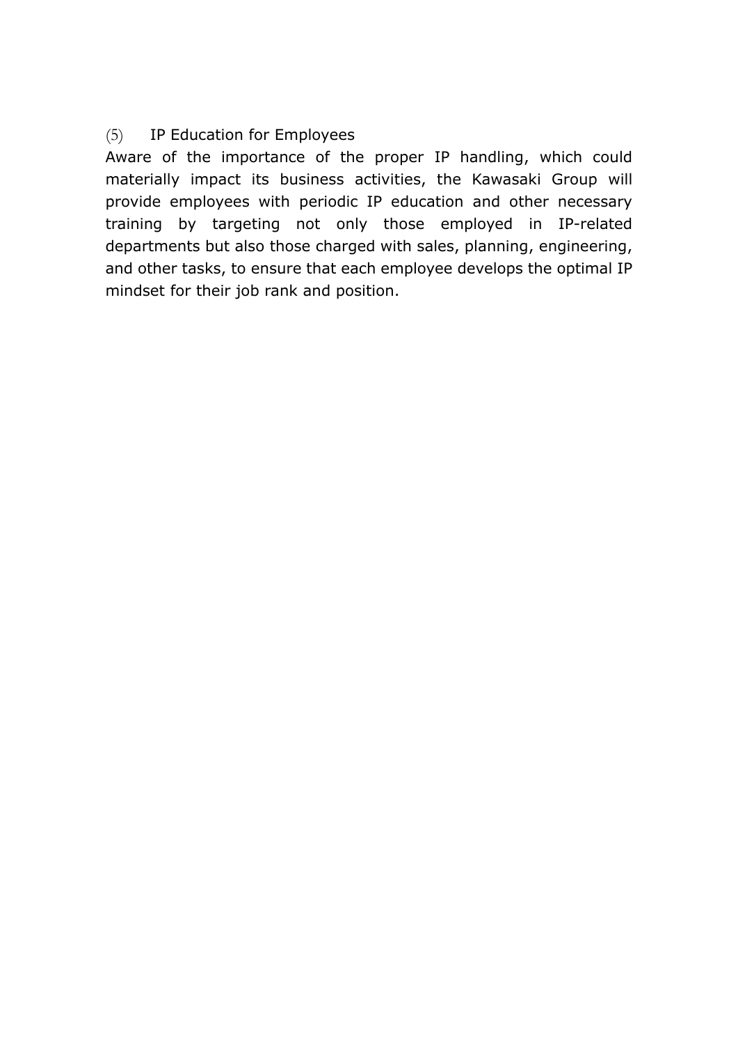### (5) IP Education for Employees

Aware of the importance of the proper IP handling, which could materially impact its business activities, the Kawasaki Group will provide employees with periodic IP education and other necessary training by targeting not only those employed in IP-related departments but also those charged with sales, planning, engineering, and other tasks, to ensure that each employee develops the optimal IP mindset for their job rank and position.